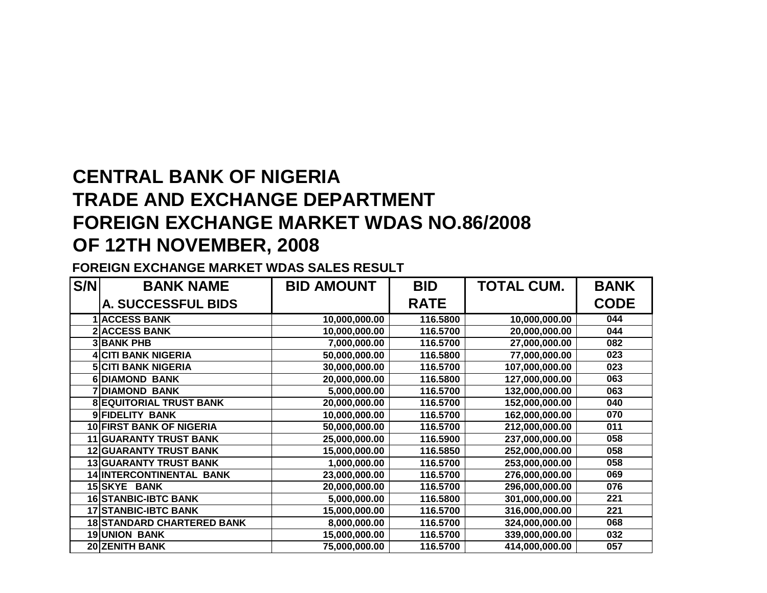# CENTRAL BANK OF NIGERIA
# TRADE AND EXCHANGE DEPARTMENT
# FOREIGN EXCHANGE MARKET WDAS NO.86/2008
# OF 12TH NOVEMBER, 2008

**FOREIGN EXCHANGE MARKET WDAS SALES RESULT**

| S/N | BANK NAME | BID AMOUNT | BID RATE | TOTAL CUM. | BANK CODE |
|---|---|---|---|---|---|
| | A. SUCCESSFUL BIDS | | | | |
| 1 | ACCESS BANK | 10,000,000.00 | 116.5800 | 10,000,000.00 | 044 |
| 2 | ACCESS BANK | 10,000,000.00 | 116.5700 | 20,000,000.00 | 044 |
| 3 | BANK PHB | 7,000,000.00 | 116.5700 | 27,000,000.00 | 082 |
| 4 | CITI BANK NIGERIA | 50,000,000.00 | 116.5800 | 77,000,000.00 | 023 |
| 5 | CITI BANK NIGERIA | 30,000,000.00 | 116.5700 | 107,000,000.00 | 023 |
| 6 | DIAMOND BANK | 20,000,000.00 | 116.5800 | 127,000,000.00 | 063 |
| 7 | DIAMOND BANK | 5,000,000.00 | 116.5700 | 132,000,000.00 | 063 |
| 8 | EQUITORIAL TRUST BANK | 20,000,000.00 | 116.5700 | 152,000,000.00 | 040 |
| 9 | FIDELITY BANK | 10,000,000.00 | 116.5700 | 162,000,000.00 | 070 |
| 10 | FIRST BANK OF NIGERIA | 50,000,000.00 | 116.5700 | 212,000,000.00 | 011 |
| 11 | GUARANTY TRUST BANK | 25,000,000.00 | 116.5900 | 237,000,000.00 | 058 |
| 12 | GUARANTY TRUST BANK | 15,000,000.00 | 116.5850 | 252,000,000.00 | 058 |
| 13 | GUARANTY TRUST BANK | 1,000,000.00 | 116.5700 | 253,000,000.00 | 058 |
| 14 | INTERCONTINENTAL BANK | 23,000,000.00 | 116.5700 | 276,000,000.00 | 069 |
| 15 | SKYE BANK | 20,000,000.00 | 116.5700 | 296,000,000.00 | 076 |
| 16 | STANBIC-IBTC BANK | 5,000,000.00 | 116.5800 | 301,000,000.00 | 221 |
| 17 | STANBIC-IBTC BANK | 15,000,000.00 | 116.5700 | 316,000,000.00 | 221 |
| 18 | STANDARD CHARTERED BANK | 8,000,000.00 | 116.5700 | 324,000,000.00 | 068 |
| 19 | UNION BANK | 15,000,000.00 | 116.5700 | 339,000,000.00 | 032 |
| 20 | ZENITH BANK | 75,000,000.00 | 116.5700 | 414,000,000.00 | 057 |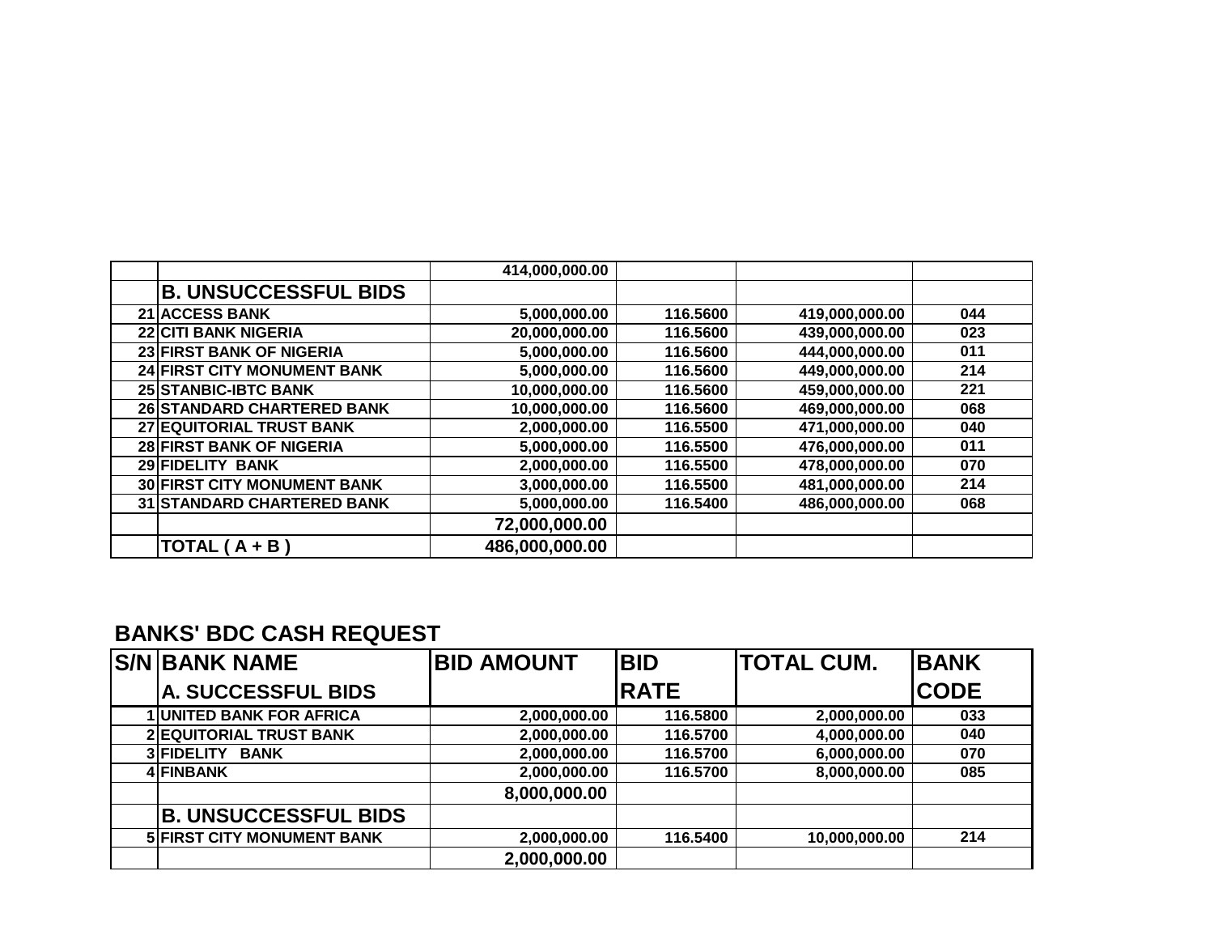| | | | | | |
|---|---|---|---|---|---|
| | | 414,000,000.00 | | | |
| | **B. UNSUCCESSFUL BIDS** | | | | |
| 21 | ACCESS BANK | 5,000,000.00 | 116.5600 | 419,000,000.00 | 044 |
| 22 | CITI BANK NIGERIA | 20,000,000.00 | 116.5600 | 439,000,000.00 | 023 |
| 23 | FIRST BANK OF NIGERIA | 5,000,000.00 | 116.5600 | 444,000,000.00 | 011 |
| 24 | FIRST CITY MONUMENT BANK | 5,000,000.00 | 116.5600 | 449,000,000.00 | 214 |
| 25 | STANBIC-IBTC BANK | 10,000,000.00 | 116.5600 | 459,000,000.00 | 221 |
| 26 | STANDARD CHARTERED BANK | 10,000,000.00 | 116.5600 | 469,000,000.00 | 068 |
| 27 | EQUITORIAL TRUST BANK | 2,000,000.00 | 116.5500 | 471,000,000.00 | 040 |
| 28 | FIRST BANK OF NIGERIA | 5,000,000.00 | 116.5500 | 476,000,000.00 | 011 |
| 29 | FIDELITY BANK | 2,000,000.00 | 116.5500 | 478,000,000.00 | 070 |
| 30 | FIRST CITY MONUMENT BANK | 3,000,000.00 | 116.5500 | 481,000,000.00 | 214 |
| 31 | STANDARD CHARTERED BANK | 5,000,000.00 | 116.5400 | 486,000,000.00 | 068 |
| | | **72,000,000.00** | | | |
| | **TOTAL ( A + B )** | **486,000,000.00** | | | |

## BANKS' BDC CASH REQUEST

| S/N | BANK NAME | BID AMOUNT | BID RATE | TOTAL CUM. | BANK CODE |
|---|---|---|---|---|---|
| | **A. SUCCESSFUL BIDS** | | | | |
| 1 | UNITED BANK FOR AFRICA | 2,000,000.00 | 116.5800 | 2,000,000.00 | 033 |
| 2 | EQUITORIAL TRUST BANK | 2,000,000.00 | 116.5700 | 4,000,000.00 | 040 |
| 3 | FIDELITY BANK | 2,000,000.00 | 116.5700 | 6,000,000.00 | 070 |
| 4 | FINBANK | 2,000,000.00 | 116.5700 | 8,000,000.00 | 085 |
| | | **8,000,000.00** | | | |
| | **B. UNSUCCESSFUL BIDS** | | | | |
| 5 | FIRST CITY MONUMENT BANK | 2,000,000.00 | 116.5400 | 10,000,000.00 | 214 |
| | | **2,000,000.00** | | | |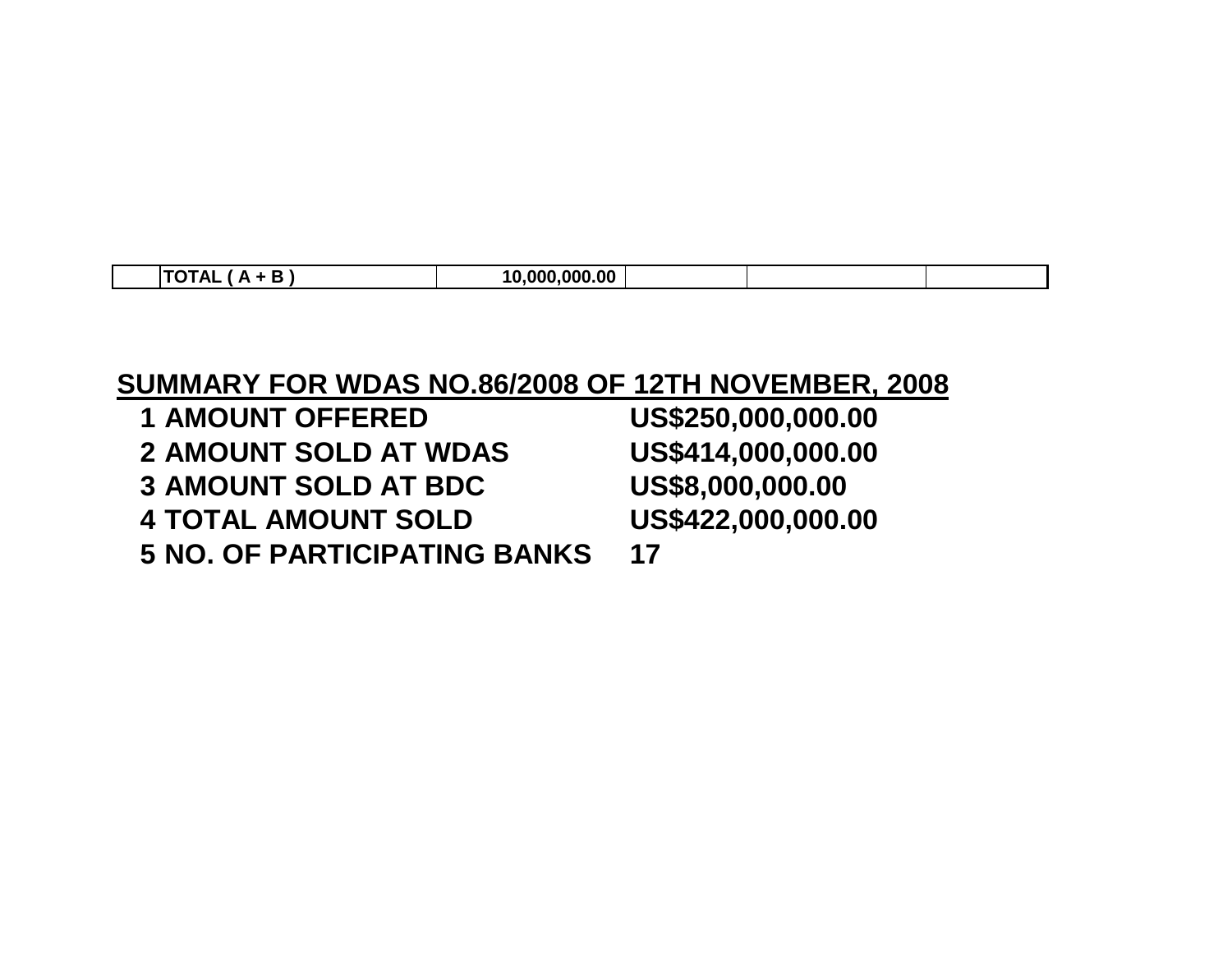|  | TOTAL ( A + B ) | 10,000,000.00 |  |  |  |
|---|---|---|---|---|---|

**SUMMARY FOR WDAS NO.86/2008 OF 12TH NOVEMBER, 2008**

| | | |
|---|---|---|
| 1 | AMOUNT OFFERED | US$250,000,000.00 |
| 2 | AMOUNT SOLD AT WDAS | US$414,000,000.00 |
| 3 | AMOUNT SOLD AT BDC | US$8,000,000.00 |
| 4 | TOTAL AMOUNT SOLD | US$422,000,000.00 |
| 5 | NO. OF PARTICIPATING BANKS | 17 |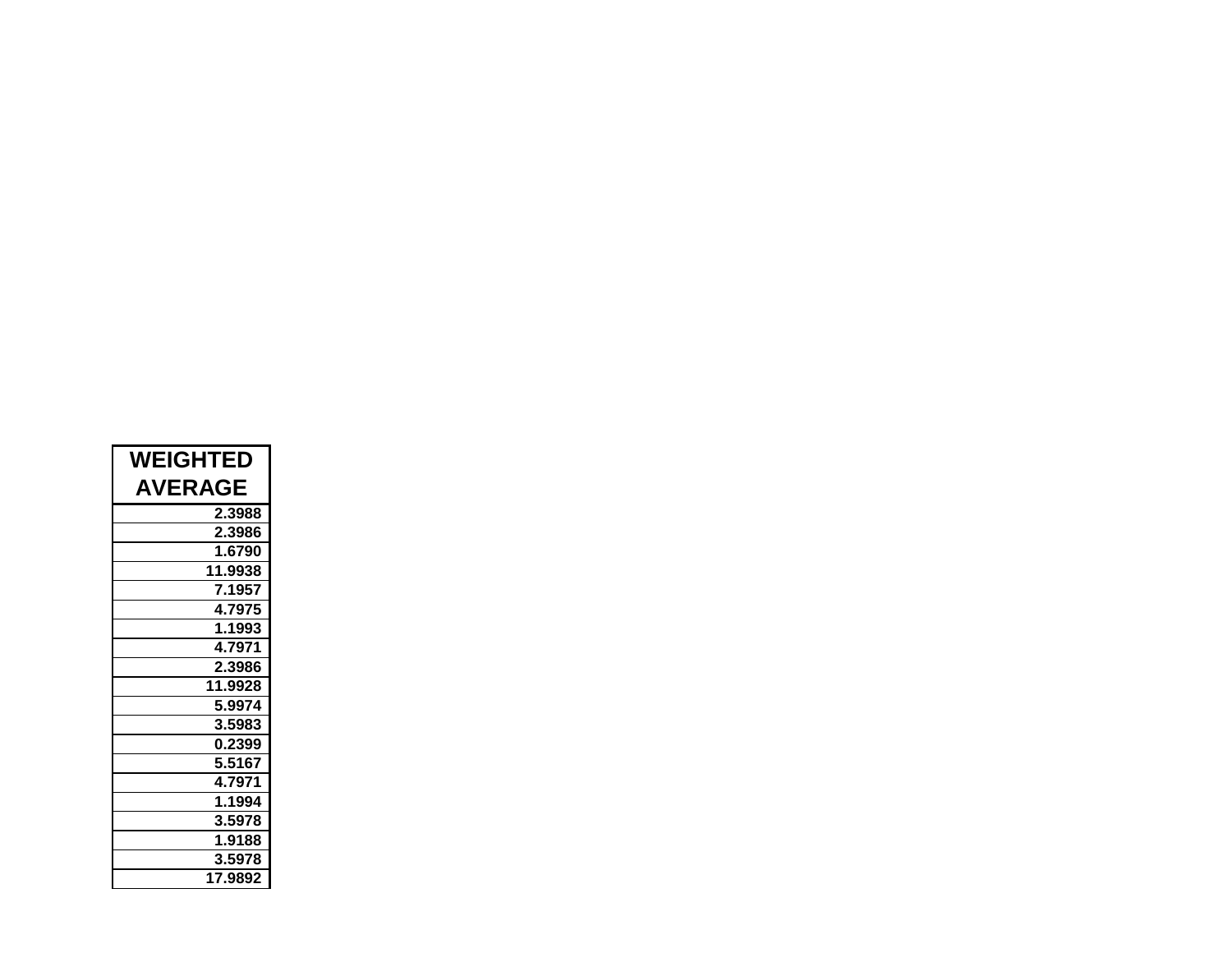| WEIGHTED AVERAGE |
|---:|
| 2.3988 |
| 2.3986 |
| 1.6790 |
| 11.9938 |
| 7.1957 |
| 4.7975 |
| 1.1993 |
| 4.7971 |
| 2.3986 |
| 11.9928 |
| 5.9974 |
| 3.5983 |
| 0.2399 |
| 5.5167 |
| 4.7971 |
| 1.1994 |
| 3.5978 |
| 1.9188 |
| 3.5978 |
| 17.9892 |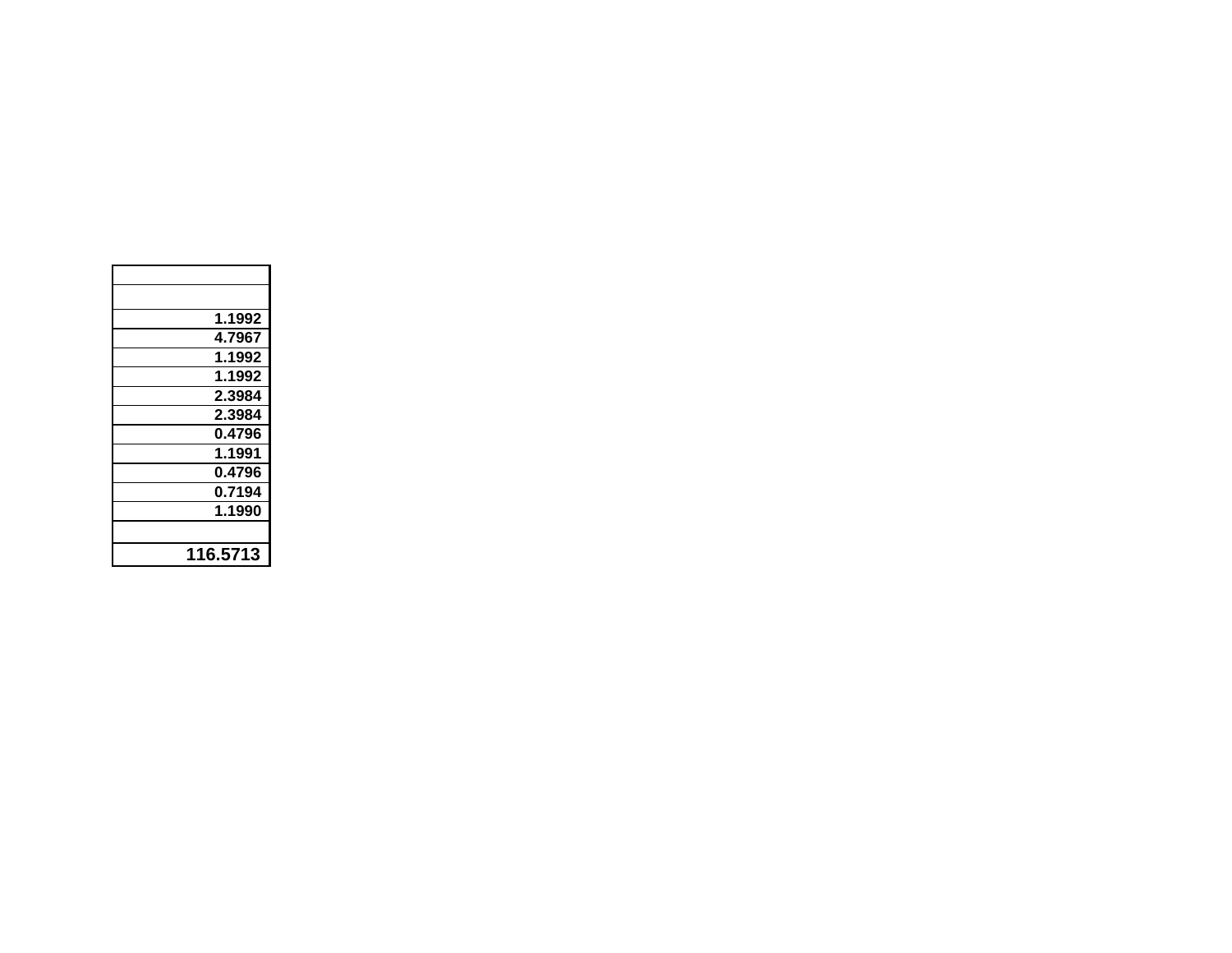| |
|---|
| |
| 1.1992 |
| 4.7967 |
| 1.1992 |
| 1.1992 |
| 2.3984 |
| 2.3984 |
| 0.4796 |
| 1.1991 |
| 0.4796 |
| 0.7194 |
| 1.1990 |
| |
| 116.5713 |